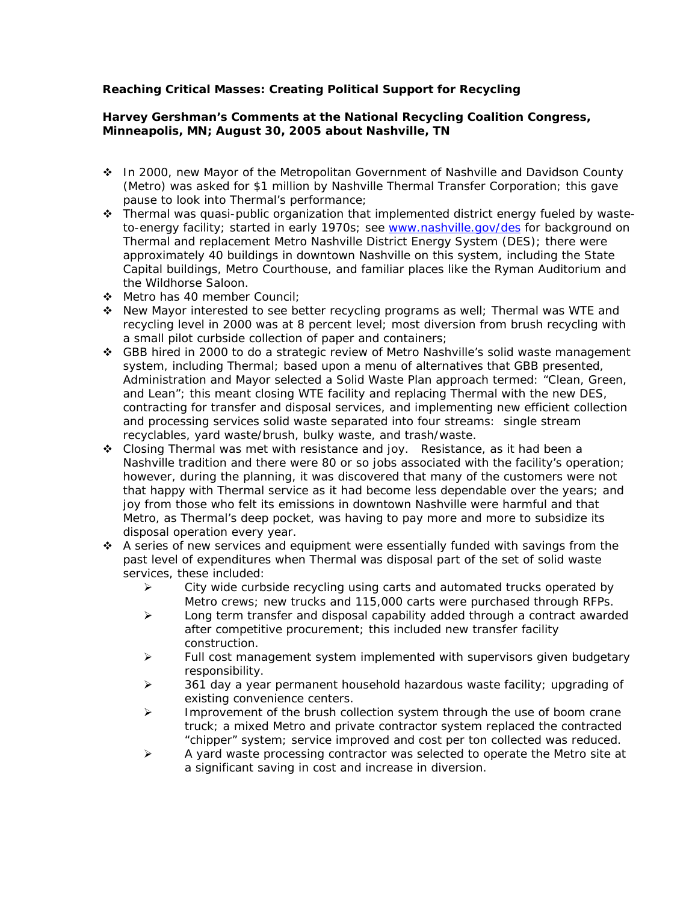**Reaching Critical Masses: Creating Political Support for Recycling**

**Harvey Gershman's Comments at the National Recycling Coalition Congress, Minneapolis, MN; August 30, 2005 about Nashville, TN**

- In 2000, new Mayor of the Metropolitan Government of Nashville and Davidson County (Metro) was asked for $1 million by Nashville Thermal Transfer Corporation; this gave pause to look into Thermal's performance;
- Thermal was quasi-public organization that implemented district energy fueled by waste-to-energy facility; started in early 1970s; see www.nashville.gov/des for background on Thermal and replacement Metro Nashville District Energy System (DES); there were approximately 40 buildings in downtown Nashville on this system, including the State Capital buildings, Metro Courthouse, and familiar places like the Ryman Auditorium and the Wildhorse Saloon.
- Metro has 40 member Council;
- New Mayor interested to see better recycling programs as well; Thermal was WTE and recycling level in 2000 was at 8 percent level; most diversion from brush recycling with a small pilot curbside collection of paper and containers;
- GBB hired in 2000 to do a strategic review of Metro Nashville's solid waste management system, including Thermal; based upon a menu of alternatives that GBB presented, Administration and Mayor selected a Solid Waste Plan approach termed: "Clean, Green, and Lean"; this meant closing WTE facility and replacing Thermal with the new DES, contracting for transfer and disposal services, and implementing new efficient collection and processing services solid waste separated into four streams: single stream recyclables, yard waste/brush, bulky waste, and trash/waste.
- Closing Thermal was met with resistance and joy. Resistance, as it had been a Nashville tradition and there were 80 or so jobs associated with the facility's operation; however, during the planning, it was discovered that many of the customers were not that happy with Thermal service as it had become less dependable over the years; and joy from those who felt its emissions in downtown Nashville were harmful and that Metro, as Thermal's deep pocket, was having to pay more and more to subsidize its disposal operation every year.
- A series of new services and equipment were essentially funded with savings from the past level of expenditures when Thermal was disposal part of the set of solid waste services, these included:
  - City wide curbside recycling using carts and automated trucks operated by Metro crews; new trucks and 115,000 carts were purchased through RFPs.
  - Long term transfer and disposal capability added through a contract awarded after competitive procurement; this included new transfer facility construction.
  - Full cost management system implemented with supervisors given budgetary responsibility.
  - 361 day a year permanent household hazardous waste facility; upgrading of existing convenience centers.
  - Improvement of the brush collection system through the use of boom crane truck; a mixed Metro and private contractor system replaced the contracted "chipper" system; service improved and cost per ton collected was reduced.
  - A yard waste processing contractor was selected to operate the Metro site at a significant saving in cost and increase in diversion.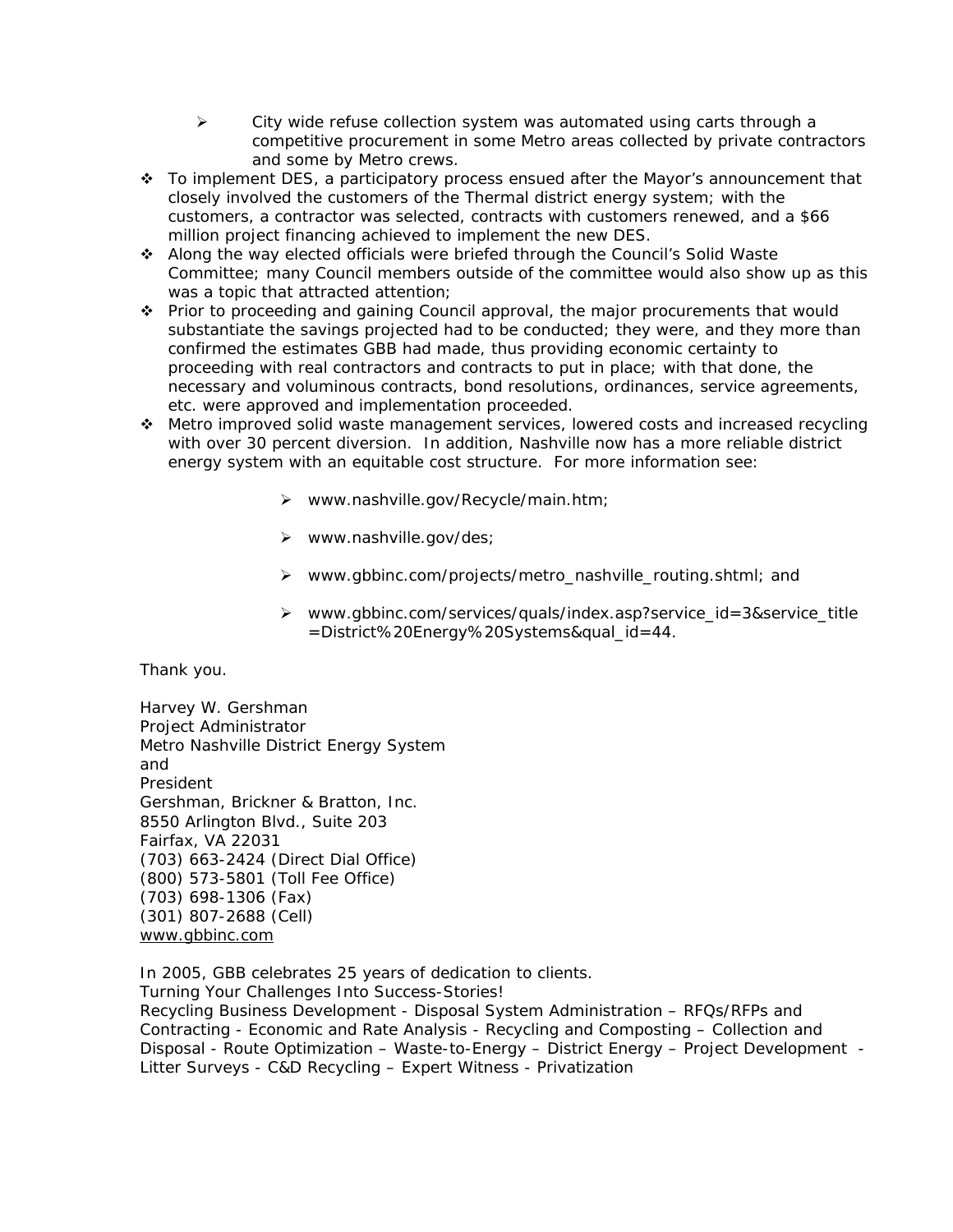- City wide refuse collection system was automated using carts through a competitive procurement in some Metro areas collected by private contractors and some by Metro crews.
- To implement DES, a participatory process ensued after the Mayor's announcement that closely involved the customers of the Thermal district energy system; with the customers, a contractor was selected, contracts with customers renewed, and a $66 million project financing achieved to implement the new DES.
- Along the way elected officials were briefed through the Council's Solid Waste Committee; many Council members outside of the committee would also show up as this was a topic that attracted attention;
- Prior to proceeding and gaining Council approval, the major procurements that would substantiate the savings projected had to be conducted; they were, and they more than confirmed the estimates GBB had made, thus providing economic certainty to proceeding with real contractors and contracts to put in place; with that done, the necessary and voluminous contracts, bond resolutions, ordinances, service agreements, etc. were approved and implementation proceeded.
- Metro improved solid waste management services, lowered costs and increased recycling with over 30 percent diversion. In addition, Nashville now has a more reliable district energy system with an equitable cost structure. For more information see:

    - www.nashville.gov/Recycle/main.htm;
    - www.nashville.gov/des;
    - www.gbbinc.com/projects/metro_nashville_routing.shtml; and
    - www.gbbinc.com/services/quals/index.asp?service_id=3&service_title=District%20Energy%20Systems&qual_id=44.

Thank you.

Harvey W. Gershman
Project Administrator
Metro Nashville District Energy System
and
President
Gershman, Brickner & Bratton, Inc.
8550 Arlington Blvd., Suite 203
Fairfax, VA 22031
(703) 663-2424 (Direct Dial Office)
(800) 573-5801 (Toll Fee Office)
(703) 698-1306 (Fax)
(301) 807-2688 (Cell)
www.gbbinc.com

In 2005, GBB celebrates 25 years of dedication to clients.
Turning Your Challenges Into Success-Stories!
Recycling Business Development - Disposal System Administration – RFQs/RFPs and Contracting - Economic and Rate Analysis - Recycling and Composting – Collection and Disposal - Route Optimization – Waste-to-Energy – District Energy – Project Development - Litter Surveys - C&D Recycling – Expert Witness - Privatization